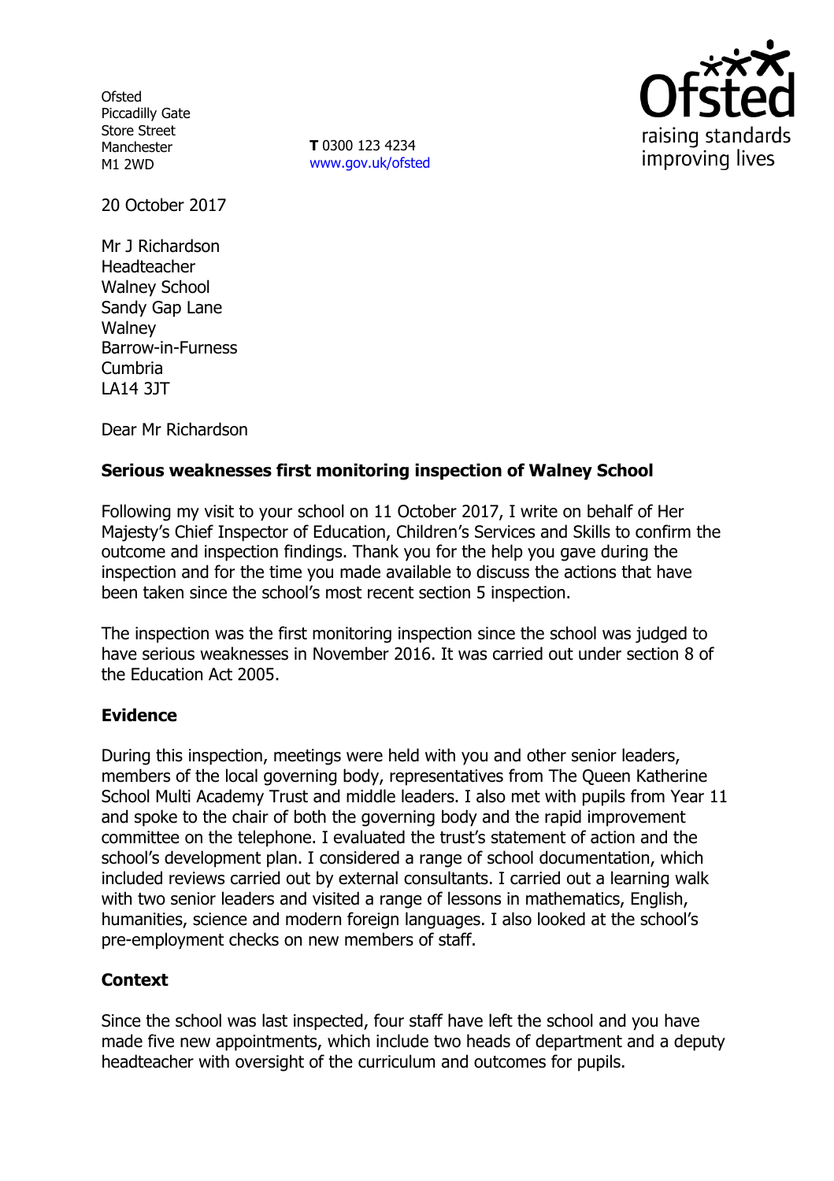Ofsted
Piccadilly Gate
Store Street
Manchester
M1 2WD

**T** 0300 123 4234
www.gov.uk/ofsted

20 October 2017

Mr J Richardson
Headteacher
Walney School
Sandy Gap Lane
Walney
Barrow-in-Furness
Cumbria
LA14 3JT

Dear Mr Richardson

**Serious weaknesses first monitoring inspection of Walney School**

Following my visit to your school on 11 October 2017, I write on behalf of Her Majesty's Chief Inspector of Education, Children's Services and Skills to confirm the outcome and inspection findings. Thank you for the help you gave during the inspection and for the time you made available to discuss the actions that have been taken since the school's most recent section 5 inspection.

The inspection was the first monitoring inspection since the school was judged to have serious weaknesses in November 2016. It was carried out under section 8 of the Education Act 2005.

## Evidence

During this inspection, meetings were held with you and other senior leaders, members of the local governing body, representatives from The Queen Katherine School Multi Academy Trust and middle leaders. I also met with pupils from Year 11 and spoke to the chair of both the governing body and the rapid improvement committee on the telephone. I evaluated the trust's statement of action and the school's development plan. I considered a range of school documentation, which included reviews carried out by external consultants. I carried out a learning walk with two senior leaders and visited a range of lessons in mathematics, English, humanities, science and modern foreign languages. I also looked at the school's pre-employment checks on new members of staff.

## Context

Since the school was last inspected, four staff have left the school and you have made five new appointments, which include two heads of department and a deputy headteacher with oversight of the curriculum and outcomes for pupils.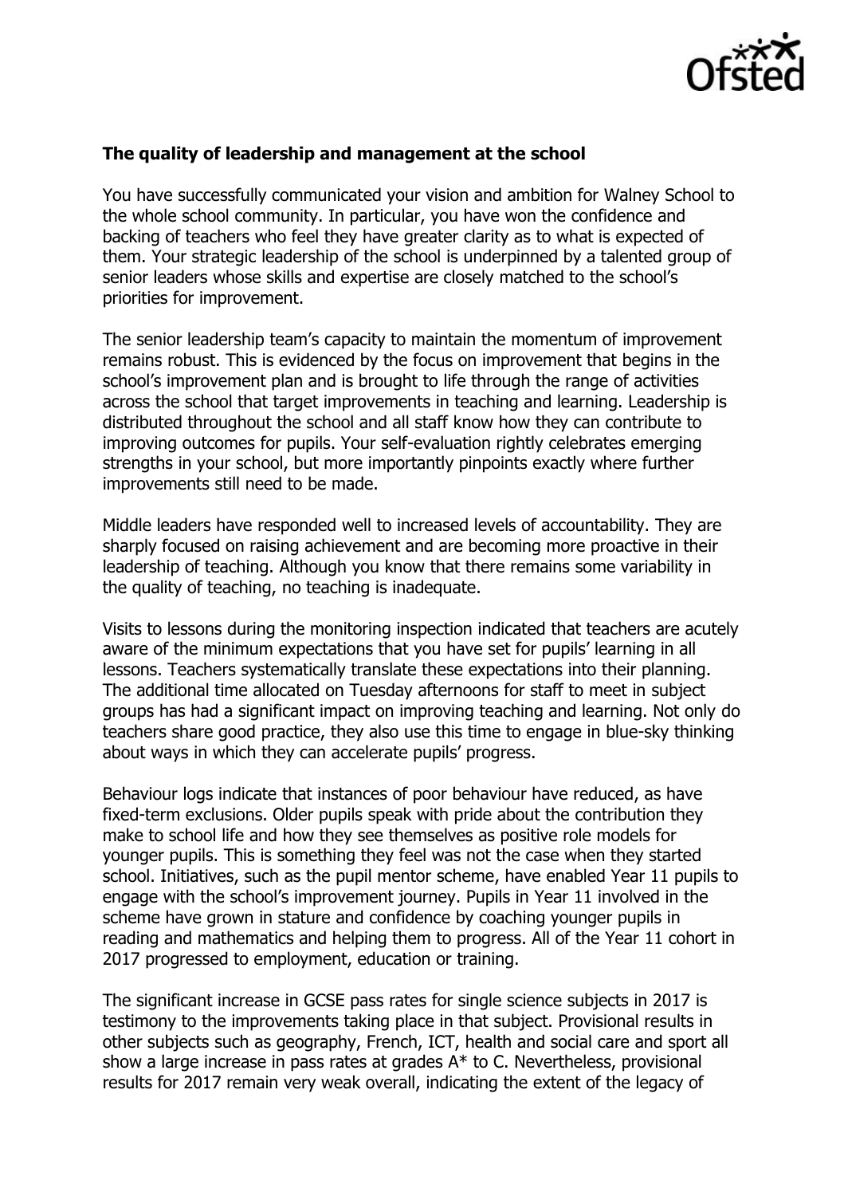**The quality of leadership and management at the school**

You have successfully communicated your vision and ambition for Walney School to the whole school community. In particular, you have won the confidence and backing of teachers who feel they have greater clarity as to what is expected of them. Your strategic leadership of the school is underpinned by a talented group of senior leaders whose skills and expertise are closely matched to the school's priorities for improvement.

The senior leadership team's capacity to maintain the momentum of improvement remains robust. This is evidenced by the focus on improvement that begins in the school's improvement plan and is brought to life through the range of activities across the school that target improvements in teaching and learning. Leadership is distributed throughout the school and all staff know how they can contribute to improving outcomes for pupils. Your self-evaluation rightly celebrates emerging strengths in your school, but more importantly pinpoints exactly where further improvements still need to be made.

Middle leaders have responded well to increased levels of accountability. They are sharply focused on raising achievement and are becoming more proactive in their leadership of teaching. Although you know that there remains some variability in the quality of teaching, no teaching is inadequate.

Visits to lessons during the monitoring inspection indicated that teachers are acutely aware of the minimum expectations that you have set for pupils' learning in all lessons. Teachers systematically translate these expectations into their planning. The additional time allocated on Tuesday afternoons for staff to meet in subject groups has had a significant impact on improving teaching and learning. Not only do teachers share good practice, they also use this time to engage in blue-sky thinking about ways in which they can accelerate pupils' progress.

Behaviour logs indicate that instances of poor behaviour have reduced, as have fixed-term exclusions. Older pupils speak with pride about the contribution they make to school life and how they see themselves as positive role models for younger pupils. This is something they feel was not the case when they started school. Initiatives, such as the pupil mentor scheme, have enabled Year 11 pupils to engage with the school's improvement journey. Pupils in Year 11 involved in the scheme have grown in stature and confidence by coaching younger pupils in reading and mathematics and helping them to progress. All of the Year 11 cohort in 2017 progressed to employment, education or training.

The significant increase in GCSE pass rates for single science subjects in 2017 is testimony to the improvements taking place in that subject. Provisional results in other subjects such as geography, French, ICT, health and social care and sport all show a large increase in pass rates at grades A* to C. Nevertheless, provisional results for 2017 remain very weak overall, indicating the extent of the legacy of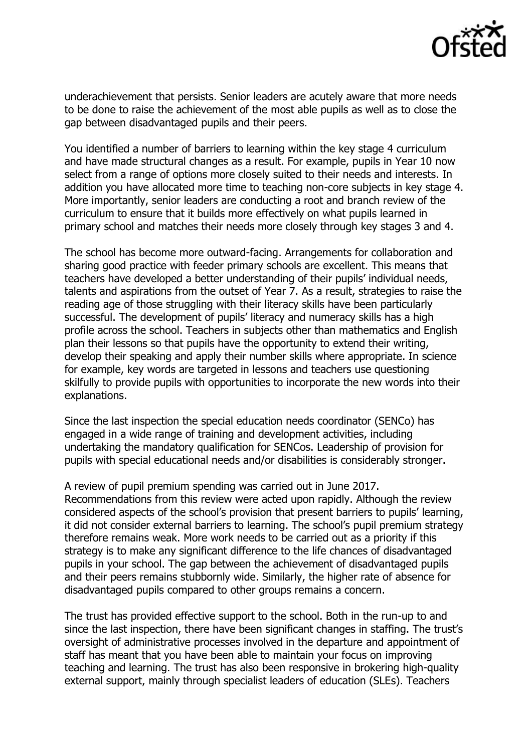underachievement that persists. Senior leaders are acutely aware that more needs to be done to raise the achievement of the most able pupils as well as to close the gap between disadvantaged pupils and their peers.

You identified a number of barriers to learning within the key stage 4 curriculum and have made structural changes as a result. For example, pupils in Year 10 now select from a range of options more closely suited to their needs and interests. In addition you have allocated more time to teaching non-core subjects in key stage 4. More importantly, senior leaders are conducting a root and branch review of the curriculum to ensure that it builds more effectively on what pupils learned in primary school and matches their needs more closely through key stages 3 and 4.

The school has become more outward-facing. Arrangements for collaboration and sharing good practice with feeder primary schools are excellent. This means that teachers have developed a better understanding of their pupils' individual needs, talents and aspirations from the outset of Year 7. As a result, strategies to raise the reading age of those struggling with their literacy skills have been particularly successful. The development of pupils' literacy and numeracy skills has a high profile across the school. Teachers in subjects other than mathematics and English plan their lessons so that pupils have the opportunity to extend their writing, develop their speaking and apply their number skills where appropriate. In science for example, key words are targeted in lessons and teachers use questioning skilfully to provide pupils with opportunities to incorporate the new words into their explanations.

Since the last inspection the special education needs coordinator (SENCo) has engaged in a wide range of training and development activities, including undertaking the mandatory qualification for SENCos. Leadership of provision for pupils with special educational needs and/or disabilities is considerably stronger.

A review of pupil premium spending was carried out in June 2017. Recommendations from this review were acted upon rapidly. Although the review considered aspects of the school's provision that present barriers to pupils' learning, it did not consider external barriers to learning. The school's pupil premium strategy therefore remains weak. More work needs to be carried out as a priority if this strategy is to make any significant difference to the life chances of disadvantaged pupils in your school. The gap between the achievement of disadvantaged pupils and their peers remains stubbornly wide. Similarly, the higher rate of absence for disadvantaged pupils compared to other groups remains a concern.

The trust has provided effective support to the school. Both in the run-up to and since the last inspection, there have been significant changes in staffing. The trust's oversight of administrative processes involved in the departure and appointment of staff has meant that you have been able to maintain your focus on improving teaching and learning. The trust has also been responsive in brokering high-quality external support, mainly through specialist leaders of education (SLEs). Teachers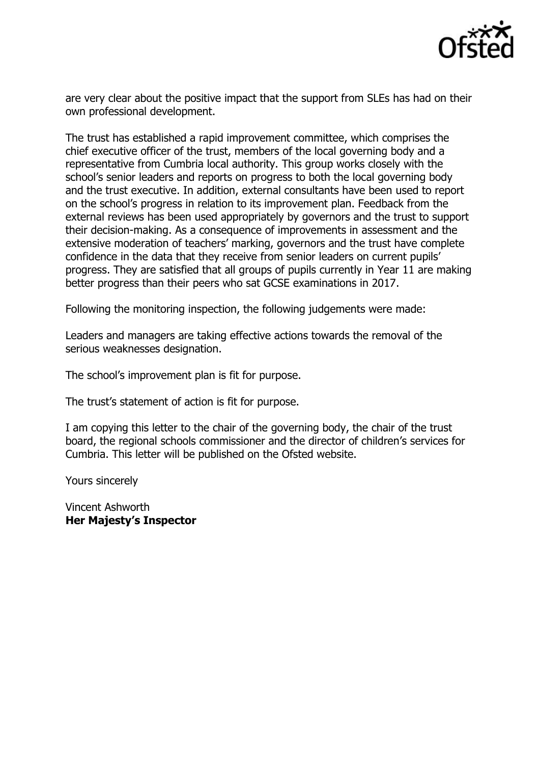are very clear about the positive impact that the support from SLEs has had on their own professional development.

The trust has established a rapid improvement committee, which comprises the chief executive officer of the trust, members of the local governing body and a representative from Cumbria local authority. This group works closely with the school's senior leaders and reports on progress to both the local governing body and the trust executive. In addition, external consultants have been used to report on the school's progress in relation to its improvement plan. Feedback from the external reviews has been used appropriately by governors and the trust to support their decision-making. As a consequence of improvements in assessment and the extensive moderation of teachers' marking, governors and the trust have complete confidence in the data that they receive from senior leaders on current pupils' progress. They are satisfied that all groups of pupils currently in Year 11 are making better progress than their peers who sat GCSE examinations in 2017.

Following the monitoring inspection, the following judgements were made:

Leaders and managers are taking effective actions towards the removal of the serious weaknesses designation.

The school's improvement plan is fit for purpose.

The trust's statement of action is fit for purpose.

I am copying this letter to the chair of the governing body, the chair of the trust board, the regional schools commissioner and the director of children's services for Cumbria. This letter will be published on the Ofsted website.

Yours sincerely

Vincent Ashworth
**Her Majesty's Inspector**